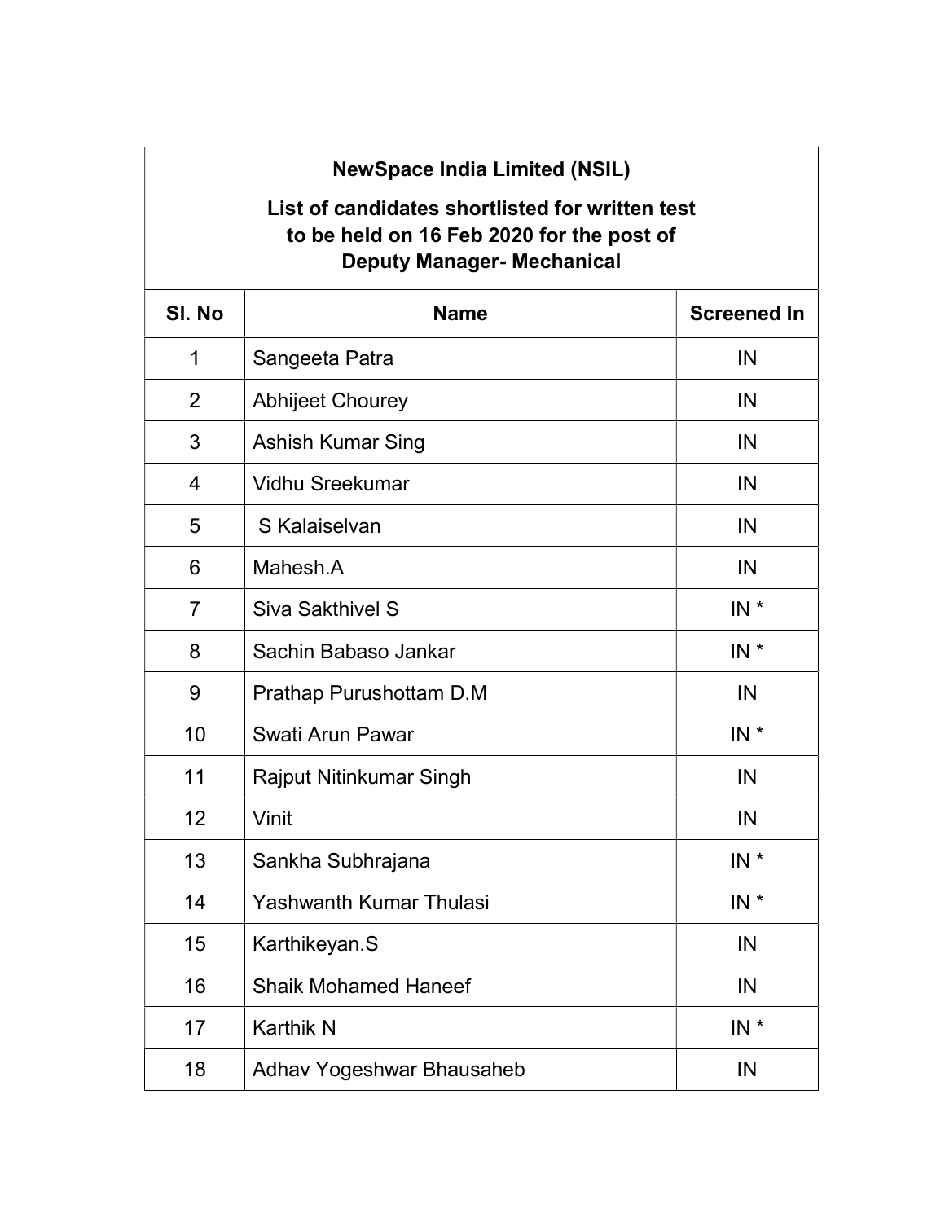| NewSpace India Limited (NSIL) | | |
|---|---|---|
| **List of candidates shortlisted for written test to be held on 16 Feb 2020 for the post of Deputy Manager- Mechanical** | | |
| **Sl. No** | **Name** | **Screened In** |
| 1 | Sangeeta Patra | IN |
| 2 | Abhijeet Chourey | IN |
| 3 | Ashish Kumar Sing | IN |
| 4 | Vidhu Sreekumar | IN |
| 5 | S Kalaiselvan | IN |
| 6 | Mahesh.A | IN |
| 7 | Siva Sakthivel S | IN * |
| 8 | Sachin Babaso Jankar | IN * |
| 9 | Prathap Purushottam D.M | IN |
| 10 | Swati Arun Pawar | IN * |
| 11 | Rajput Nitinkumar Singh | IN |
| 12 | Vinit | IN |
| 13 | Sankha Subhrajana | IN * |
| 14 | Yashwanth Kumar Thulasi | IN * |
| 15 | Karthikeyan.S | IN |
| 16 | Shaik Mohamed Haneef | IN |
| 17 | Karthik N | IN * |
| 18 | Adhav Yogeshwar Bhausaheb | IN |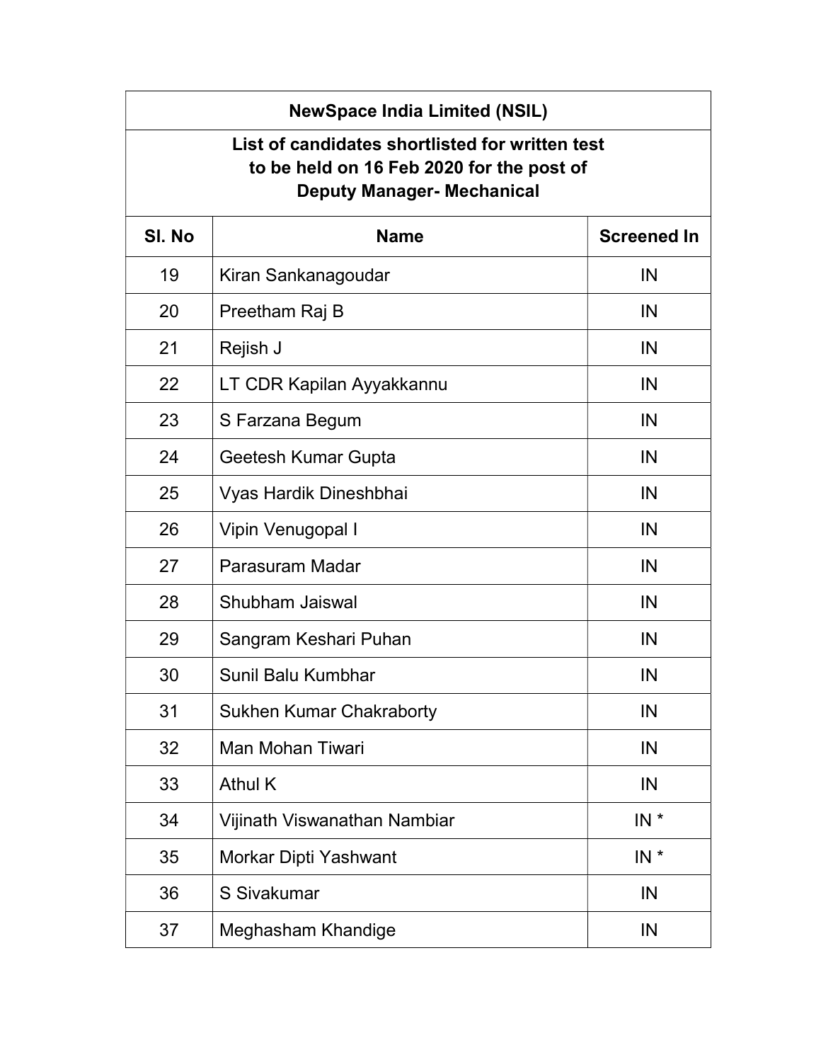| NewSpace India Limited (NSIL) | | |
|---|---|---|
| **List of candidates shortlisted for written test to be held on 16 Feb 2020 for the post of Deputy Manager- Mechanical** | | |
| **Sl. No** | **Name** | **Screened In** |
| 19 | Kiran Sankanagoudar | IN |
| 20 | Preetham Raj B | IN |
| 21 | Rejish J | IN |
| 22 | LT CDR Kapilan Ayyakkannu | IN |
| 23 | S Farzana Begum | IN |
| 24 | Geetesh Kumar Gupta | IN |
| 25 | Vyas Hardik Dineshbhai | IN |
| 26 | Vipin Venugopal I | IN |
| 27 | Parasuram Madar | IN |
| 28 | Shubham Jaiswal | IN |
| 29 | Sangram Keshari Puhan | IN |
| 30 | Sunil Balu Kumbhar | IN |
| 31 | Sukhen Kumar Chakraborty | IN |
| 32 | Man Mohan Tiwari | IN |
| 33 | Athul K | IN |
| 34 | Vijinath Viswanathan Nambiar | IN * |
| 35 | Morkar Dipti Yashwant | IN * |
| 36 | S Sivakumar | IN |
| 37 | Meghasham Khandige | IN |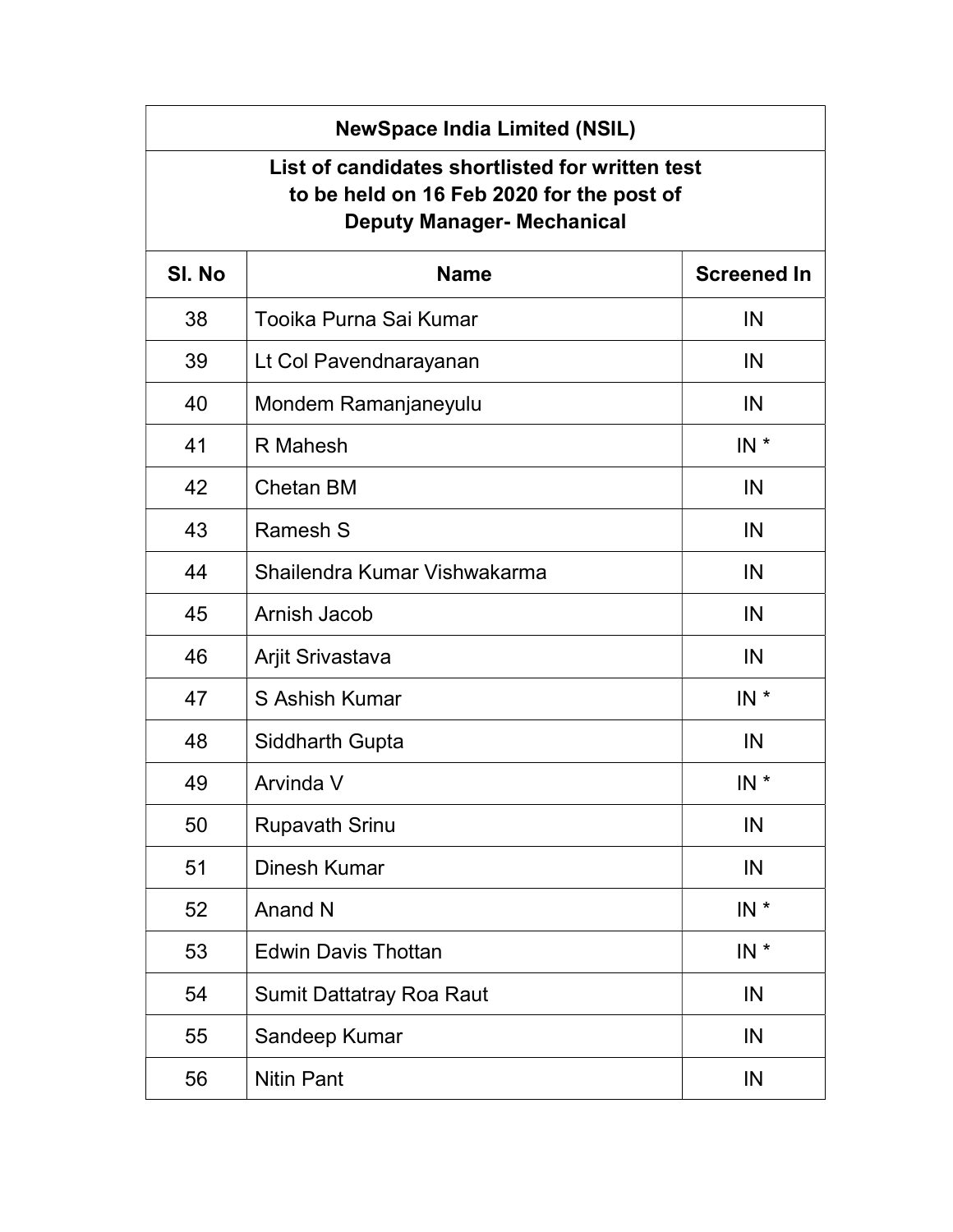| NewSpace India Limited (NSIL) | | |
|---|---|---|
| List of candidates shortlisted for written test to be held on 16 Feb 2020 for the post of Deputy Manager- Mechanical | | |
| **Sl. No** | **Name** | **Screened In** |
| 38 | Tooika Purna Sai Kumar | IN |
| 39 | Lt Col Pavendnarayanan | IN |
| 40 | Mondem Ramanjaneyulu | IN |
| 41 | R Mahesh | IN * |
| 42 | Chetan BM | IN |
| 43 | Ramesh S | IN |
| 44 | Shailendra Kumar Vishwakarma | IN |
| 45 | Arnish Jacob | IN |
| 46 | Arjit Srivastava | IN |
| 47 | S Ashish Kumar | IN * |
| 48 | Siddharth Gupta | IN |
| 49 | Arvinda V | IN * |
| 50 | Rupavath Srinu | IN |
| 51 | Dinesh Kumar | IN |
| 52 | Anand N | IN * |
| 53 | Edwin Davis Thottan | IN * |
| 54 | Sumit Dattatray Roa Raut | IN |
| 55 | Sandeep Kumar | IN |
| 56 | Nitin Pant | IN |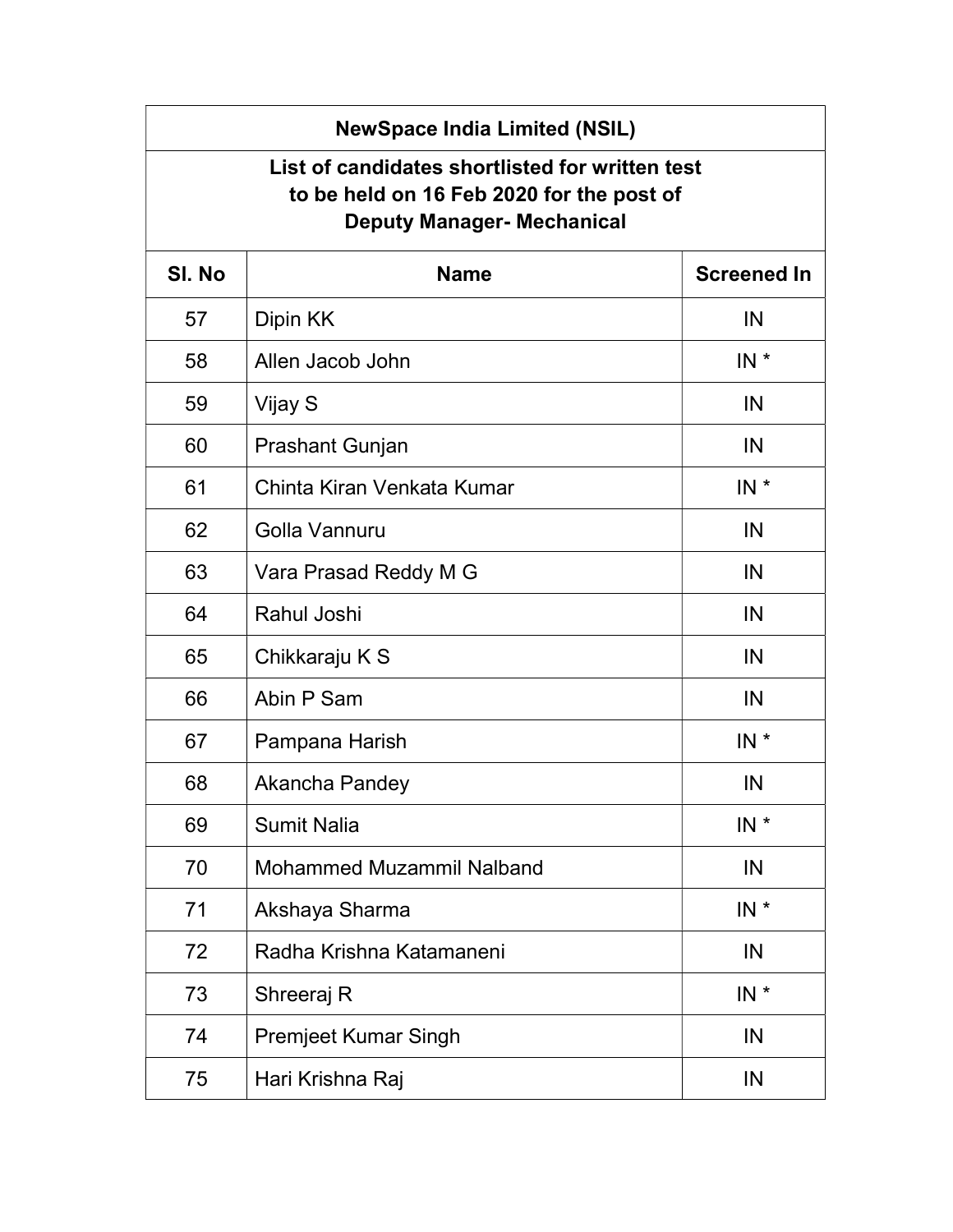| NewSpace India Limited (NSIL) | | |
|---|---|---|
| List of candidates shortlisted for written test to be held on 16 Feb 2020 for the post of Deputy Manager- Mechanical | | |
| **Sl. No** | **Name** | **Screened In** |
| 57 | Dipin KK | IN |
| 58 | Allen Jacob John | IN * |
| 59 | Vijay S | IN |
| 60 | Prashant Gunjan | IN |
| 61 | Chinta Kiran Venkata Kumar | IN * |
| 62 | Golla Vannuru | IN |
| 63 | Vara Prasad Reddy M G | IN |
| 64 | Rahul Joshi | IN |
| 65 | Chikkaraju K S | IN |
| 66 | Abin P Sam | IN |
| 67 | Pampana Harish | IN * |
| 68 | Akancha Pandey | IN |
| 69 | Sumit Nalia | IN * |
| 70 | Mohammed Muzammil Nalband | IN |
| 71 | Akshaya Sharma | IN * |
| 72 | Radha Krishna Katamaneni | IN |
| 73 | Shreeraj R | IN * |
| 74 | Premjeet Kumar Singh | IN |
| 75 | Hari Krishna Raj | IN |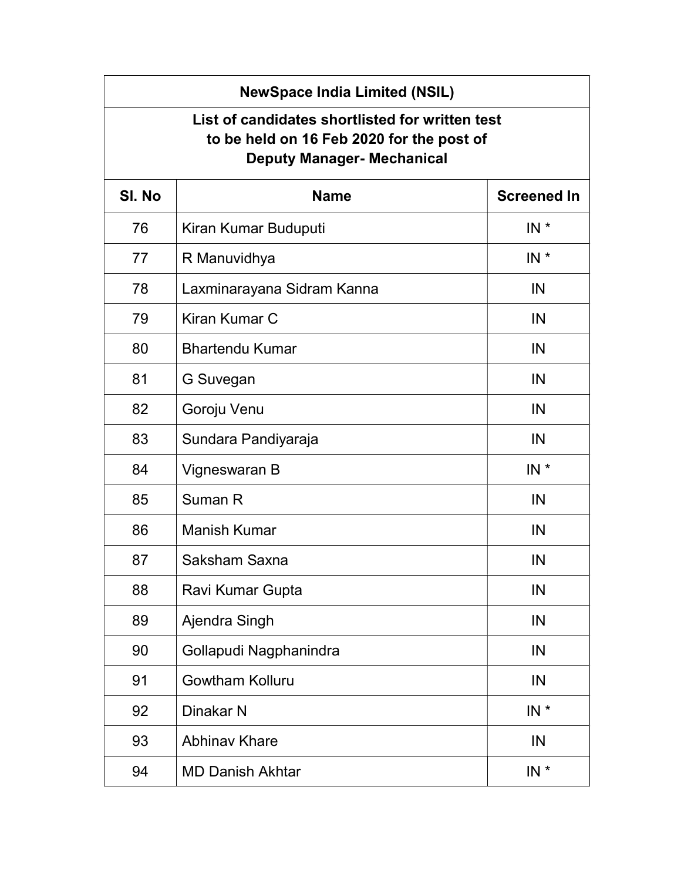| NewSpace India Limited (NSIL) | | |
|---|---|---|
| **List of candidates shortlisted for written test to be held on 16 Feb 2020 for the post of Deputy Manager- Mechanical** | | |
| **Sl. No** | **Name** | **Screened In** |
| 76 | Kiran Kumar Buduputi | IN * |
| 77 | R Manuvidhya | IN * |
| 78 | Laxminarayana Sidram Kanna | IN |
| 79 | Kiran Kumar C | IN |
| 80 | Bhartendu Kumar | IN |
| 81 | G Suvegan | IN |
| 82 | Goroju Venu | IN |
| 83 | Sundara Pandiyaraja | IN |
| 84 | Vigneswaran B | IN * |
| 85 | Suman R | IN |
| 86 | Manish Kumar | IN |
| 87 | Saksham Saxna | IN |
| 88 | Ravi Kumar Gupta | IN |
| 89 | Ajendra Singh | IN |
| 90 | Gollapudi Nagphanindra | IN |
| 91 | Gowtham Kolluru | IN |
| 92 | Dinakar N | IN * |
| 93 | Abhinav Khare | IN |
| 94 | MD Danish Akhtar | IN * |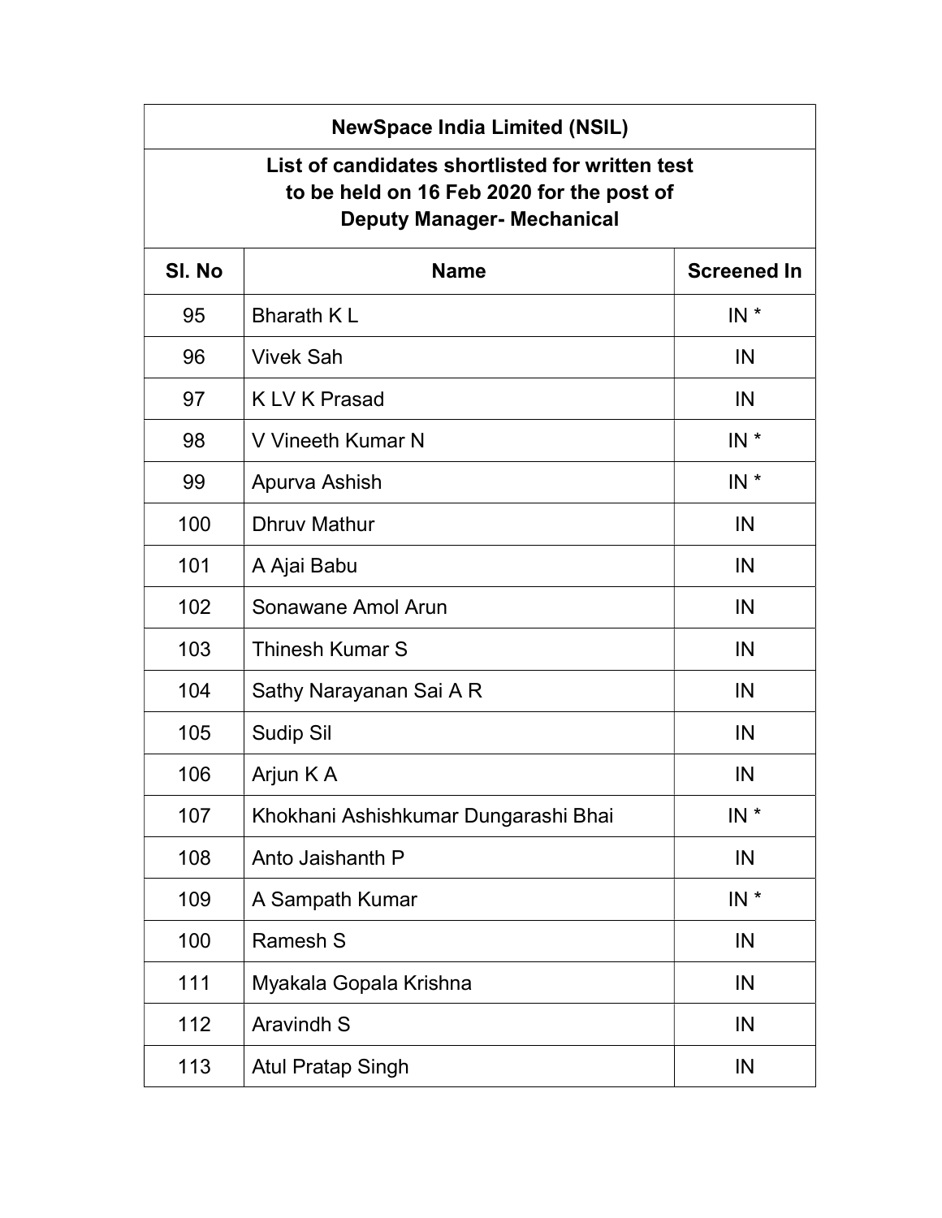| NewSpace India Limited (NSIL) | | |
|---|---|---|
| List of candidates shortlisted for written test to be held on 16 Feb 2020 for the post of Deputy Manager- Mechanical | | |
| **Sl. No** | **Name** | **Screened In** |
| 95 | Bharath K L | IN * |
| 96 | Vivek Sah | IN |
| 97 | K LV K Prasad | IN |
| 98 | V Vineeth Kumar N | IN * |
| 99 | Apurva Ashish | IN * |
| 100 | Dhruv Mathur | IN |
| 101 | A Ajai Babu | IN |
| 102 | Sonawane Amol Arun | IN |
| 103 | Thinesh Kumar S | IN |
| 104 | Sathy Narayanan Sai A R | IN |
| 105 | Sudip Sil | IN |
| 106 | Arjun K A | IN |
| 107 | Khokhani Ashishkumar Dungarashi Bhai | IN * |
| 108 | Anto Jaishanth P | IN |
| 109 | A Sampath Kumar | IN * |
| 100 | Ramesh S | IN |
| 111 | Myakala Gopala Krishna | IN |
| 112 | Aravindh S | IN |
| 113 | Atul Pratap Singh | IN |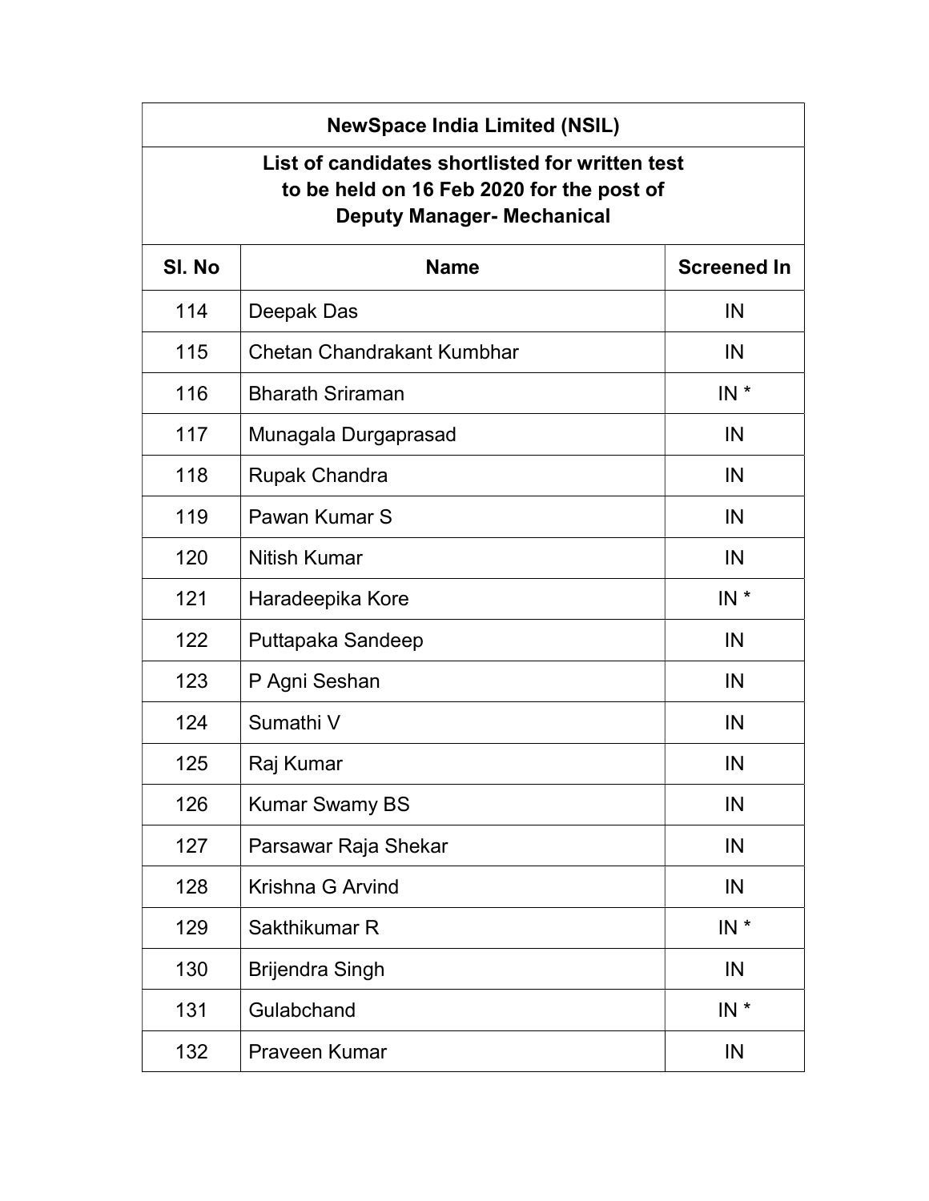| NewSpace India Limited (NSIL) | | |
|---|---|---|
| **List of candidates shortlisted for written test to be held on 16 Feb 2020 for the post of Deputy Manager- Mechanical** | | |
| **Sl. No** | **Name** | **Screened In** |
| 114 | Deepak Das | IN |
| 115 | Chetan Chandrakant Kumbhar | IN |
| 116 | Bharath Sriraman | IN * |
| 117 | Munagala Durgaprasad | IN |
| 118 | Rupak Chandra | IN |
| 119 | Pawan Kumar S | IN |
| 120 | Nitish Kumar | IN |
| 121 | Haradeepika Kore | IN * |
| 122 | Puttapaka Sandeep | IN |
| 123 | P Agni Seshan | IN |
| 124 | Sumathi V | IN |
| 125 | Raj Kumar | IN |
| 126 | Kumar Swamy BS | IN |
| 127 | Parsawar Raja Shekar | IN |
| 128 | Krishna G Arvind | IN |
| 129 | Sakthikumar R | IN * |
| 130 | Brijendra Singh | IN |
| 131 | Gulabchand | IN * |
| 132 | Praveen Kumar | IN |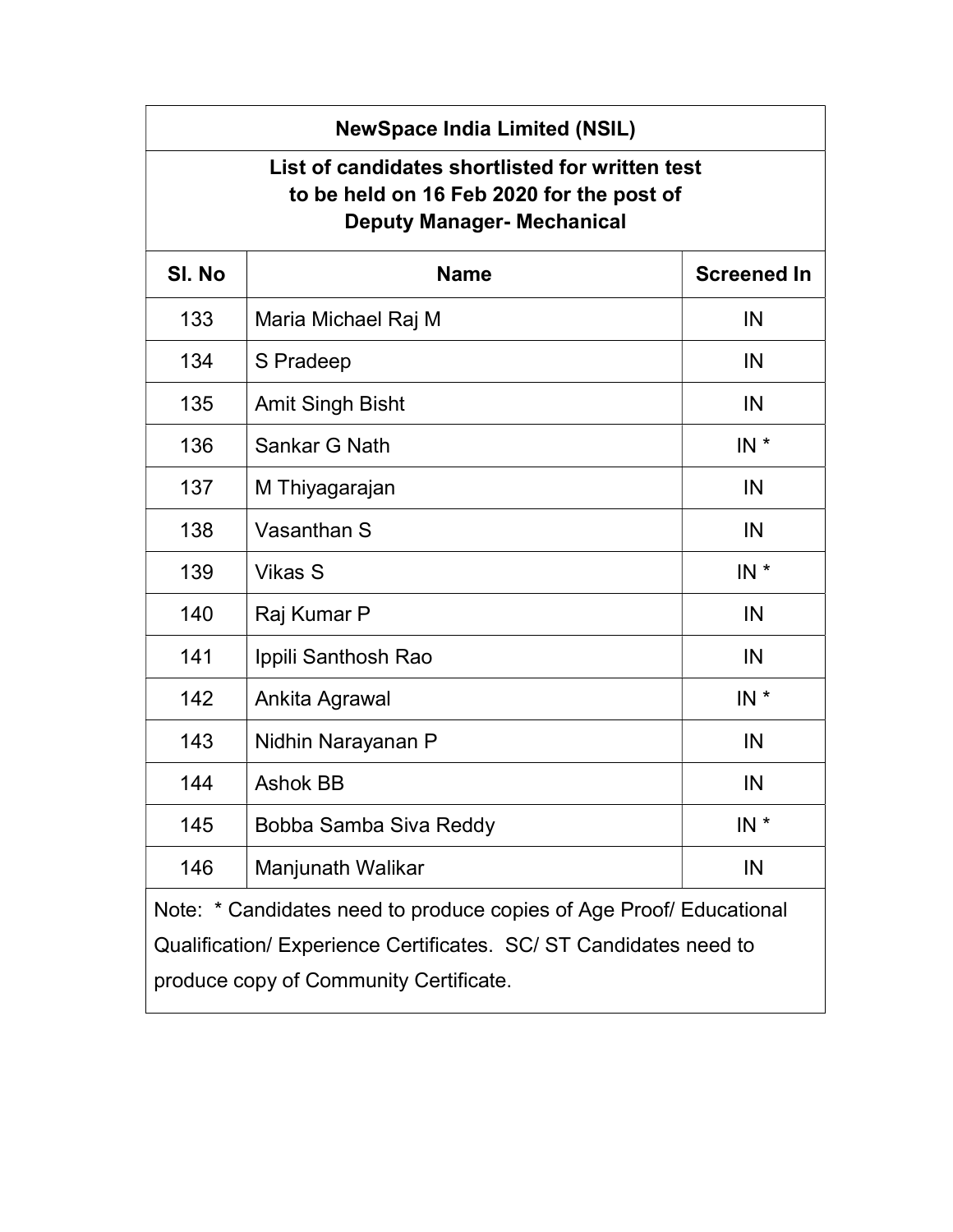**NewSpace India Limited (NSIL)**

**List of candidates shortlisted for written test to be held on 16 Feb 2020 for the post of Deputy Manager- Mechanical**

| Sl. No | Name | Screened In |
|---|---|---|
| 133 | Maria Michael Raj M | IN |
| 134 | S Pradeep | IN |
| 135 | Amit Singh Bisht | IN |
| 136 | Sankar G Nath | IN * |
| 137 | M Thiyagarajan | IN |
| 138 | Vasanthan S | IN |
| 139 | Vikas S | IN * |
| 140 | Raj Kumar P | IN |
| 141 | Ippili Santhosh Rao | IN |
| 142 | Ankita Agrawal | IN * |
| 143 | Nidhin Narayanan P | IN |
| 144 | Ashok BB | IN |
| 145 | Bobba Samba Siva Reddy | IN * |
| 146 | Manjunath Walikar | IN |

Note: * Candidates need to produce copies of Age Proof/ Educational Qualification/ Experience Certificates. SC/ ST Candidates need to produce copy of Community Certificate.